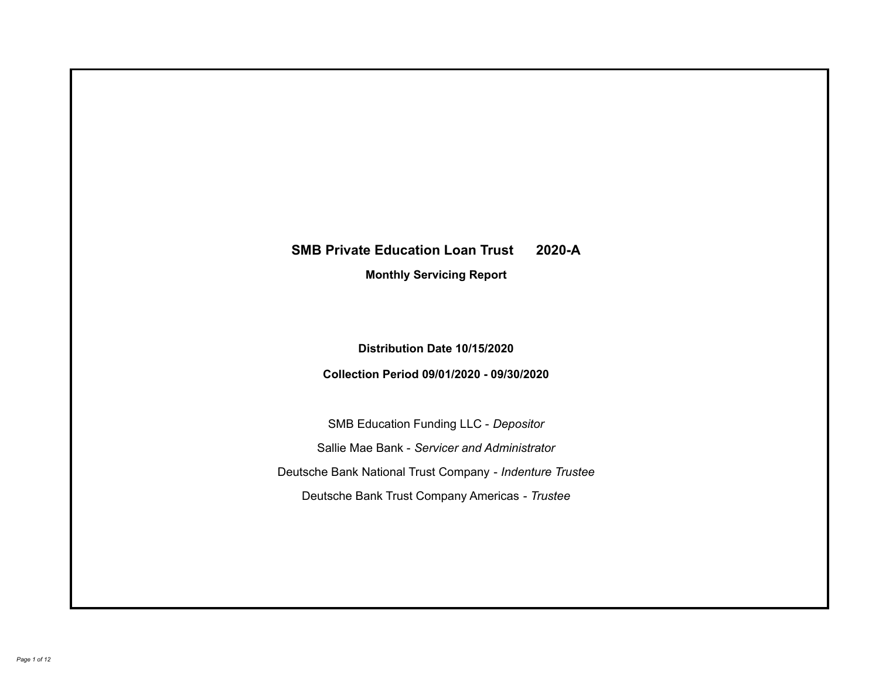# SMB Private Education Loan Trust 2020-A

## Monthly Servicing Report

**Distribution Date 10/15/2020**

**Collection Period 09/01/2020 - 09/30/2020**

SMB Education Funding LLC - *Depositor*

Sallie Mae Bank - *Servicer and Administrator*

Deutsche Bank National Trust Company - *Indenture Trustee*

Deutsche Bank Trust Company Americas - *Trustee*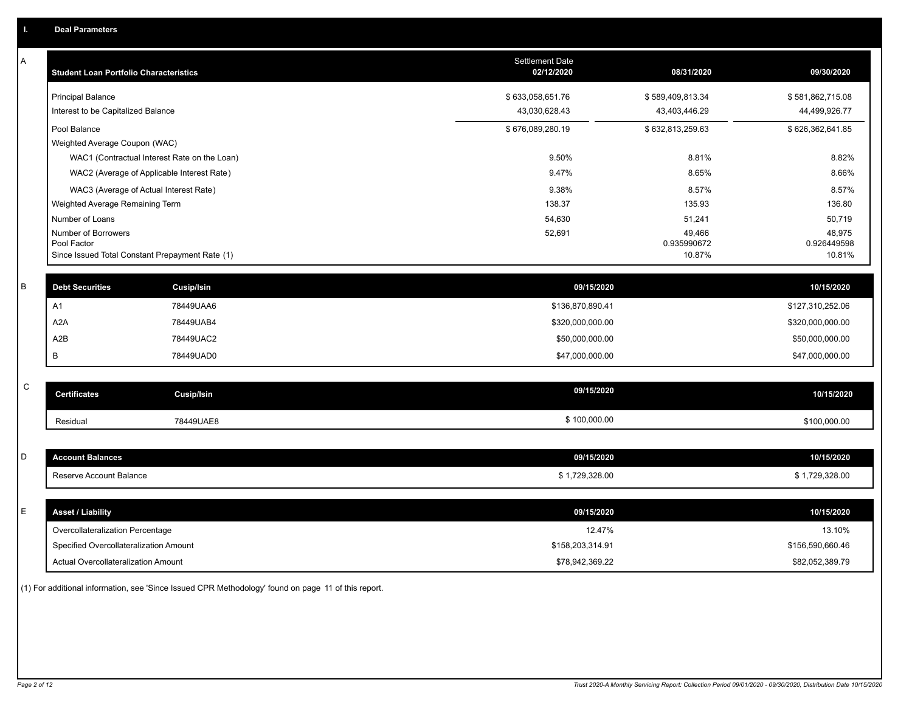## I. Deal Parameters

### A

| Student Loan Portfolio Characteristics | Settlement Date 02/12/2020 | 08/31/2020 | 09/30/2020 |
|---|---|---|---|
| Principal Balance | $ 633,058,651.76 | $ 589,409,813.34 | $ 581,862,715.08 |
| Interest to be Capitalized Balance | 43,030,628.43 | 43,403,446.29 | 44,499,926.77 |
| Pool Balance | $ 676,089,280.19 | $ 632,813,259.63 | $ 626,362,641.85 |
| Weighted Average Coupon (WAC) | | | |
| WAC1 (Contractual Interest Rate on the Loan) | 9.50% | 8.81% | 8.82% |
| WAC2 (Average of Applicable Interest Rate) | 9.47% | 8.65% | 8.66% |
| WAC3 (Average of Actual Interest Rate) | 9.38% | 8.57% | 8.57% |
| Weighted Average Remaining Term | 138.37 | 135.93 | 136.80 |
| Number of Loans | 54,630 | 51,241 | 50,719 |
| Number of Borrowers | 52,691 | 49,466 | 48,975 |
| Pool Factor | | 0.935990672 | 0.926449598 |
| Since Issued Total Constant Prepayment Rate (1) | | 10.87% | 10.81% |

### B

| Debt Securities | Cusip/Isin | 09/15/2020 | 10/15/2020 |
|---|---|---|---|
| A1 | 78449UAA6 | $136,870,890.41 | $127,310,252.06 |
| A2A | 78449UAB4 | $320,000,000.00 | $320,000,000.00 |
| A2B | 78449UAC2 | $50,000,000.00 | $50,000,000.00 |
| B | 78449UAD0 | $47,000,000.00 | $47,000,000.00 |

### C

| Certificates | Cusip/Isin | 09/15/2020 | 10/15/2020 |
|---|---|---|---|
| Residual | 78449UAE8 | $ 100,000.00 | $100,000.00 |

### D

| Account Balances | 09/15/2020 | 10/15/2020 |
|---|---|---|
| Reserve Account Balance | $ 1,729,328.00 | $ 1,729,328.00 |

### E

| Asset / Liability | 09/15/2020 | 10/15/2020 |
|---|---|---|
| Overcollateralization Percentage | 12.47% | 13.10% |
| Specified Overcollateralization Amount | $158,203,314.91 | $156,590,660.46 |
| Actual Overcollateralization Amount | $78,942,369.22 | $82,052,389.79 |

(1) For additional information, see 'Since Issued CPR Methodology' found on page 11 of this report.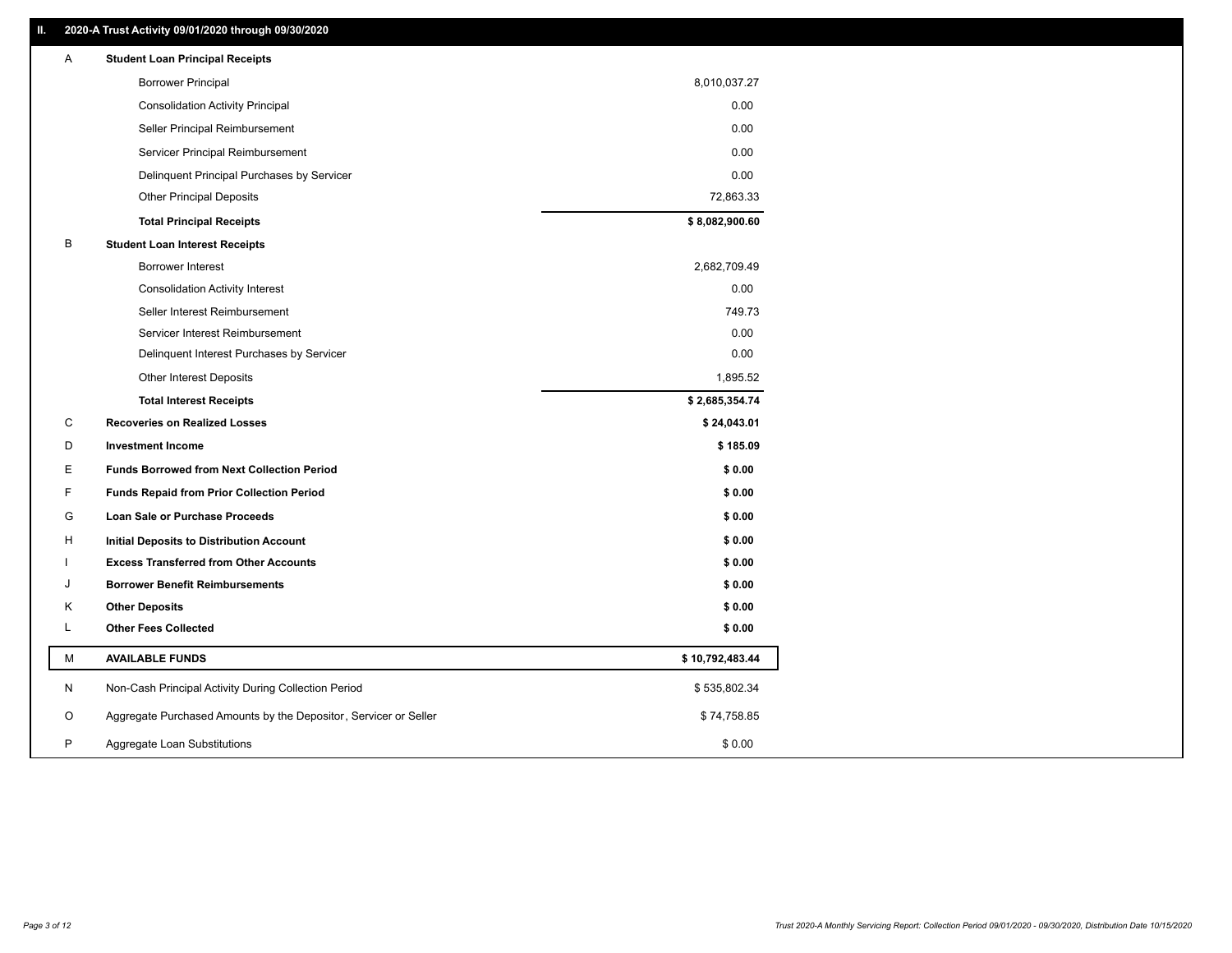## II. 2020-A Trust Activity 09/01/2020 through 09/30/2020

| | | |
|---|---|---|
| A | **Student Loan Principal Receipts** | |
| | Borrower Principal | 8,010,037.27 |
| | Consolidation Activity Principal | 0.00 |
| | Seller Principal Reimbursement | 0.00 |
| | Servicer Principal Reimbursement | 0.00 |
| | Delinquent Principal Purchases by Servicer | 0.00 |
| | Other Principal Deposits | 72,863.33 |
| | **Total Principal Receipts** | **$ 8,082,900.60** |
| B | **Student Loan Interest Receipts** | |
| | Borrower Interest | 2,682,709.49 |
| | Consolidation Activity Interest | 0.00 |
| | Seller Interest Reimbursement | 749.73 |
| | Servicer Interest Reimbursement | 0.00 |
| | Delinquent Interest Purchases by Servicer | 0.00 |
| | Other Interest Deposits | 1,895.52 |
| | **Total Interest Receipts** | **$ 2,685,354.74** |
| C | **Recoveries on Realized Losses** | **$ 24,043.01** |
| D | **Investment Income** | **$ 185.09** |
| E | **Funds Borrowed from Next Collection Period** | **$ 0.00** |
| F | **Funds Repaid from Prior Collection Period** | **$ 0.00** |
| G | **Loan Sale or Purchase Proceeds** | **$ 0.00** |
| H | **Initial Deposits to Distribution Account** | **$ 0.00** |
| I | **Excess Transferred from Other Accounts** | **$ 0.00** |
| J | **Borrower Benefit Reimbursements** | **$ 0.00** |
| K | **Other Deposits** | **$ 0.00** |
| L | **Other Fees Collected** | **$ 0.00** |
| M | **AVAILABLE FUNDS** | **$ 10,792,483.44** |
| N | Non-Cash Principal Activity During Collection Period | $ 535,802.34 |
| O | Aggregate Purchased Amounts by the Depositor, Servicer or Seller | $ 74,758.85 |
| P | Aggregate Loan Substitutions | $ 0.00 |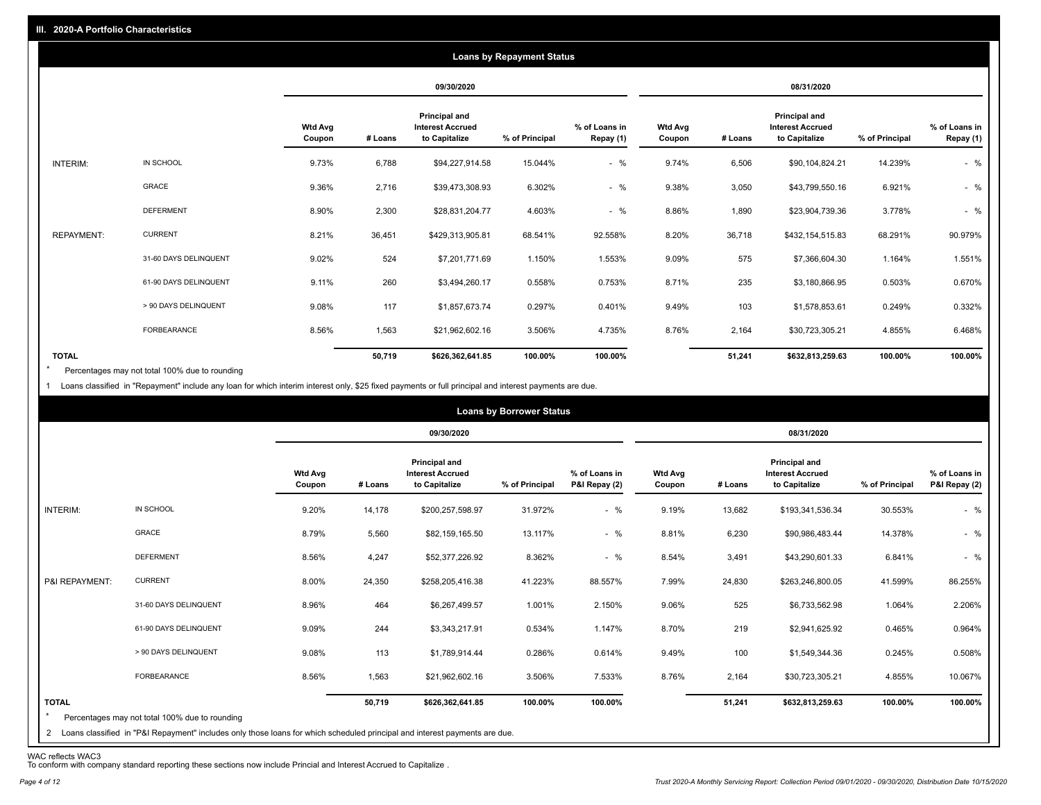## III. 2020-A Portfolio Characteristics

### Loans by Repayment Status

| | | 09/30/2020 | | | | | 08/31/2020 | | | | |
|---|---|---|---|---|---|---|---|---|---|---|---|
| | | Wtd Avg Coupon | # Loans | Principal and Interest Accrued to Capitalize | % of Principal | % of Loans in Repay (1) | Wtd Avg Coupon | # Loans | Principal and Interest Accrued to Capitalize | % of Principal | % of Loans in Repay (1) |
| INTERIM: | IN SCHOOL | 9.73% | 6,788 | $94,227,914.58 | 15.044% | - % | 9.74% | 6,506 | $90,104,824.21 | 14.239% | - % |
| | GRACE | 9.36% | 2,716 | $39,473,308.93 | 6.302% | - % | 9.38% | 3,050 | $43,799,550.16 | 6.921% | - % |
| | DEFERMENT | 8.90% | 2,300 | $28,831,204.77 | 4.603% | - % | 8.86% | 1,890 | $23,904,739.36 | 3.778% | - % |
| REPAYMENT: | CURRENT | 8.21% | 36,451 | $429,313,905.81 | 68.541% | 92.558% | 8.20% | 36,718 | $432,154,515.83 | 68.291% | 90.979% |
| | 31-60 DAYS DELINQUENT | 9.02% | 524 | $7,201,771.69 | 1.150% | 1.553% | 9.09% | 575 | $7,366,604.30 | 1.164% | 1.551% |
| | 61-90 DAYS DELINQUENT | 9.11% | 260 | $3,494,260.17 | 0.558% | 0.753% | 8.71% | 235 | $3,180,866.95 | 0.503% | 0.670% |
| | > 90 DAYS DELINQUENT | 9.08% | 117 | $1,857,673.74 | 0.297% | 0.401% | 9.49% | 103 | $1,578,853.61 | 0.249% | 0.332% |
| | FORBEARANCE | 8.56% | 1,563 | $21,962,602.16 | 3.506% | 4.735% | 8.76% | 2,164 | $30,723,305.21 | 4.855% | 6.468% |
| **TOTAL** | | | **50,719** | **$626,362,641.85** | **100.00%** | **100.00%** | | **51,241** | **$632,813,259.63** | **100.00%** | **100.00%** |

* Percentages may not total 100% due to rounding

1 Loans classified in "Repayment" include any loan for which interim interest only, $25 fixed payments or full principal and interest payments are due.

### Loans by Borrower Status

| | | 09/30/2020 | | | | | 08/31/2020 | | | | |
|---|---|---|---|---|---|---|---|---|---|---|---|
| | | Wtd Avg Coupon | # Loans | Principal and Interest Accrued to Capitalize | % of Principal | % of Loans in P&I Repay (2) | Wtd Avg Coupon | # Loans | Principal and Interest Accrued to Capitalize | % of Principal | % of Loans in P&I Repay (2) |
| INTERIM: | IN SCHOOL | 9.20% | 14,178 | $200,257,598.97 | 31.972% | - % | 9.19% | 13,682 | $193,341,536.34 | 30.553% | - % |
| | GRACE | 8.79% | 5,560 | $82,159,165.50 | 13.117% | - % | 8.81% | 6,230 | $90,986,483.44 | 14.378% | - % |
| | DEFERMENT | 8.56% | 4,247 | $52,377,226.92 | 8.362% | - % | 8.54% | 3,491 | $43,290,601.33 | 6.841% | - % |
| P&I REPAYMENT: | CURRENT | 8.00% | 24,350 | $258,205,416.38 | 41.223% | 88.557% | 7.99% | 24,830 | $263,246,800.05 | 41.599% | 86.255% |
| | 31-60 DAYS DELINQUENT | 8.96% | 464 | $6,267,499.57 | 1.001% | 2.150% | 9.06% | 525 | $6,733,562.98 | 1.064% | 2.206% |
| | 61-90 DAYS DELINQUENT | 9.09% | 244 | $3,343,217.91 | 0.534% | 1.147% | 8.70% | 219 | $2,941,625.92 | 0.465% | 0.964% |
| | > 90 DAYS DELINQUENT | 9.08% | 113 | $1,789,914.44 | 0.286% | 0.614% | 9.49% | 100 | $1,549,344.36 | 0.245% | 0.508% |
| | FORBEARANCE | 8.56% | 1,563 | $21,962,602.16 | 3.506% | 7.533% | 8.76% | 2,164 | $30,723,305.21 | 4.855% | 10.067% |
| **TOTAL** | | | **50,719** | **$626,362,641.85** | **100.00%** | **100.00%** | | **51,241** | **$632,813,259.63** | **100.00%** | **100.00%** |

* Percentages may not total 100% due to rounding

2 Loans classified in "P&I Repayment" includes only those loans for which scheduled principal and interest payments are due.

WAC reflects WAC3

To conform with company standard reporting these sections now include Princial and Interest Accrued to Capitalize .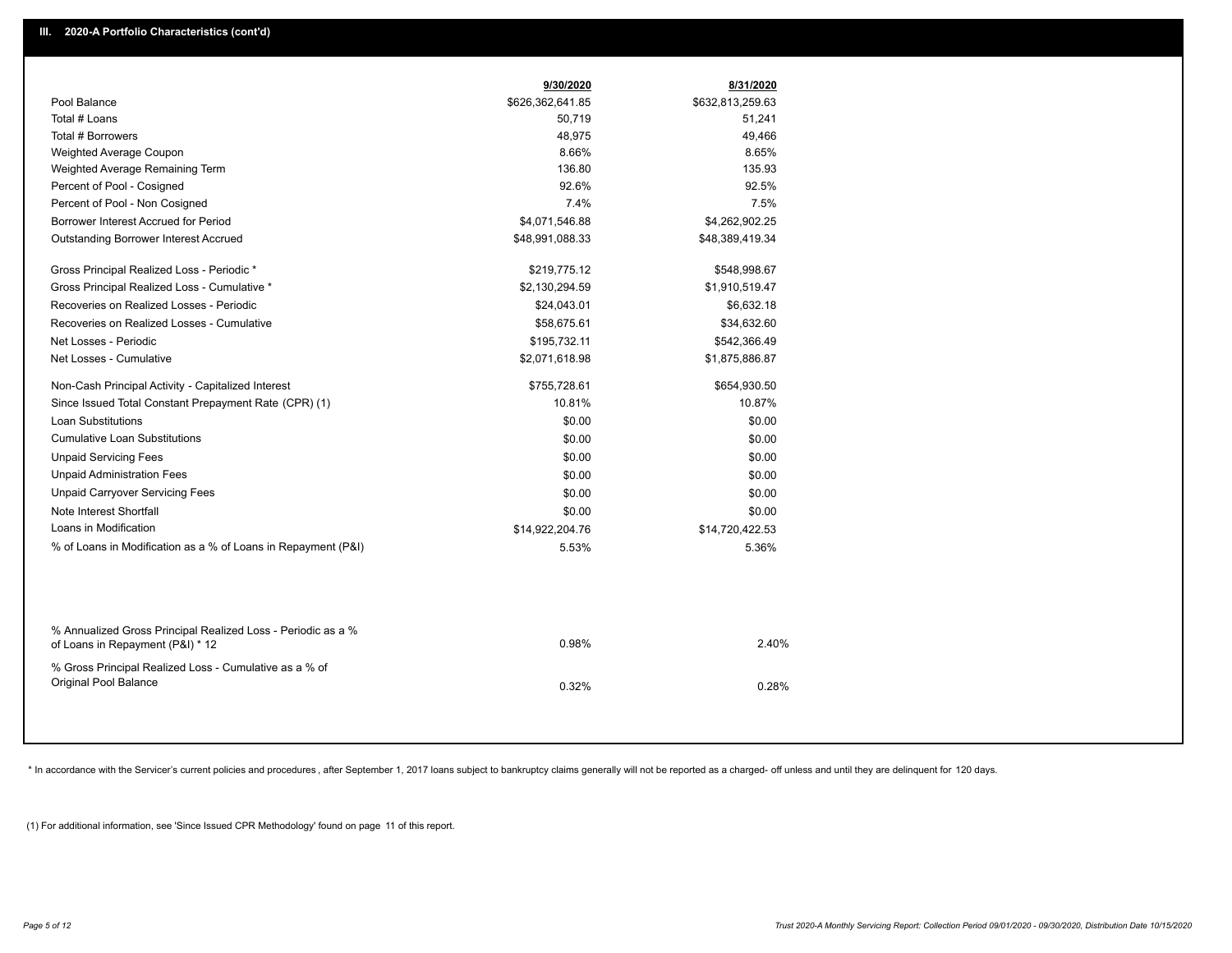## III. 2020-A Portfolio Characteristics (cont'd)

| | 9/30/2020 | 8/31/2020 |
|---|---|---|
| Pool Balance | $626,362,641.85 | $632,813,259.63 |
| Total # Loans | 50,719 | 51,241 |
| Total # Borrowers | 48,975 | 49,466 |
| Weighted Average Coupon | 8.66% | 8.65% |
| Weighted Average Remaining Term | 136.80 | 135.93 |
| Percent of Pool - Cosigned | 92.6% | 92.5% |
| Percent of Pool - Non Cosigned | 7.4% | 7.5% |
| Borrower Interest Accrued for Period | $4,071,546.88 | $4,262,902.25 |
| Outstanding Borrower Interest Accrued | $48,991,088.33 | $48,389,419.34 |
| Gross Principal Realized Loss - Periodic * | $219,775.12 | $548,998.67 |
| Gross Principal Realized Loss - Cumulative * | $2,130,294.59 | $1,910,519.47 |
| Recoveries on Realized Losses - Periodic | $24,043.01 | $6,632.18 |
| Recoveries on Realized Losses - Cumulative | $58,675.61 | $34,632.60 |
| Net Losses - Periodic | $195,732.11 | $542,366.49 |
| Net Losses - Cumulative | $2,071,618.98 | $1,875,886.87 |
| Non-Cash Principal Activity - Capitalized Interest | $755,728.61 | $654,930.50 |
| Since Issued Total Constant Prepayment Rate (CPR) (1) | 10.81% | 10.87% |
| Loan Substitutions | $0.00 | $0.00 |
| Cumulative Loan Substitutions | $0.00 | $0.00 |
| Unpaid Servicing Fees | $0.00 | $0.00 |
| Unpaid Administration Fees | $0.00 | $0.00 |
| Unpaid Carryover Servicing Fees | $0.00 | $0.00 |
| Note Interest Shortfall | $0.00 | $0.00 |
| Loans in Modification | $14,922,204.76 | $14,720,422.53 |
| % of Loans in Modification as a % of Loans in Repayment (P&I) | 5.53% | 5.36% |
| % Annualized Gross Principal Realized Loss - Periodic as a % of Loans in Repayment (P&I) * 12 | 0.98% | 2.40% |
| % Gross Principal Realized Loss - Cumulative as a % of Original Pool Balance | 0.32% | 0.28% |

* In accordance with the Servicer's current policies and procedures , after September 1, 2017 loans subject to bankruptcy claims generally will not be reported as a charged- off unless and until they are delinquent for 120 days.

(1) For additional information, see 'Since Issued CPR Methodology' found on page 11 of this report.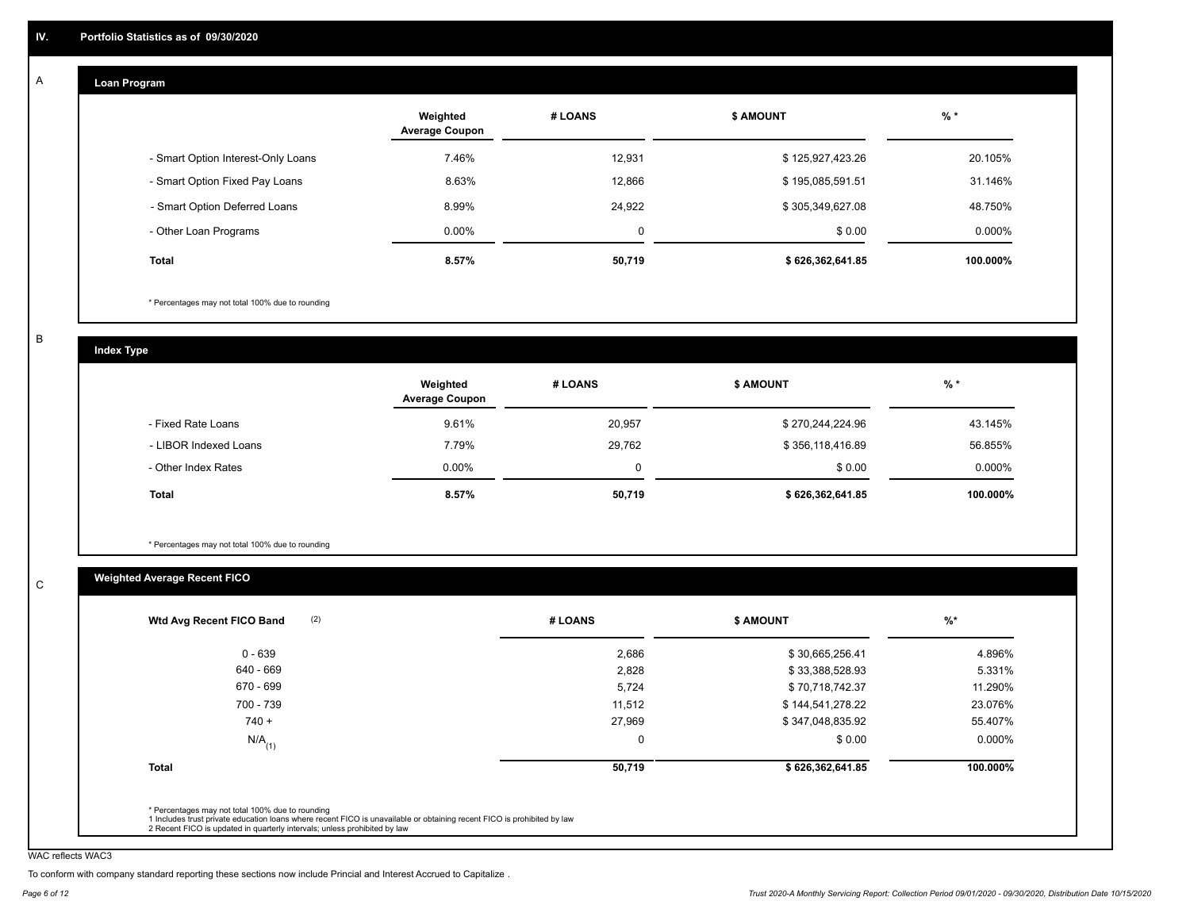## IV. Portfolio Statistics as of 09/30/2020

### A. Loan Program

| | Weighted Average Coupon | # LOANS | $ AMOUNT | % * |
|---|---|---|---|---|
| - Smart Option Interest-Only Loans | 7.46% | 12,931 | $ 125,927,423.26 | 20.105% |
| - Smart Option Fixed Pay Loans | 8.63% | 12,866 | $ 195,085,591.51 | 31.146% |
| - Smart Option Deferred Loans | 8.99% | 24,922 | $ 305,349,627.08 | 48.750% |
| - Other Loan Programs | 0.00% | 0 | $ 0.00 | 0.000% |
| **Total** | **8.57%** | **50,719** | **$ 626,362,641.85** | **100.000%** |

* Percentages may not total 100% due to rounding

### B. Index Type

| | Weighted Average Coupon | # LOANS | $ AMOUNT | % * |
|---|---|---|---|---|
| - Fixed Rate Loans | 9.61% | 20,957 | $ 270,244,224.96 | 43.145% |
| - LIBOR Indexed Loans | 7.79% | 29,762 | $ 356,118,416.89 | 56.855% |
| - Other Index Rates | 0.00% | 0 | $ 0.00 | 0.000% |
| **Total** | **8.57%** | **50,719** | **$ 626,362,641.85** | **100.000%** |

* Percentages may not total 100% due to rounding

### C. Weighted Average Recent FICO

| Wtd Avg Recent FICO Band (2) | # LOANS | $ AMOUNT | %* |
|---|---|---|---|
| 0 - 639 | 2,686 | $ 30,665,256.41 | 4.896% |
| 640 - 669 | 2,828 | $ 33,388,528.93 | 5.331% |
| 670 - 699 | 5,724 | $ 70,718,742.37 | 11.290% |
| 700 - 739 | 11,512 | $ 144,541,278.22 | 23.076% |
| 740 + | 27,969 | $ 347,048,835.92 | 55.407% |
| N/A (1) | 0 | $ 0.00 | 0.000% |
| **Total** | **50,719** | **$ 626,362,641.85** | **100.000%** |

* Percentages may not total 100% due to rounding
1 Includes trust private education loans where recent FICO is unavailable or obtaining recent FICO is prohibited by law
2 Recent FICO is updated in quarterly intervals; unless prohibited by law

WAC reflects WAC3

To conform with company standard reporting these sections now include Princial and Interest Accrued to Capitalize .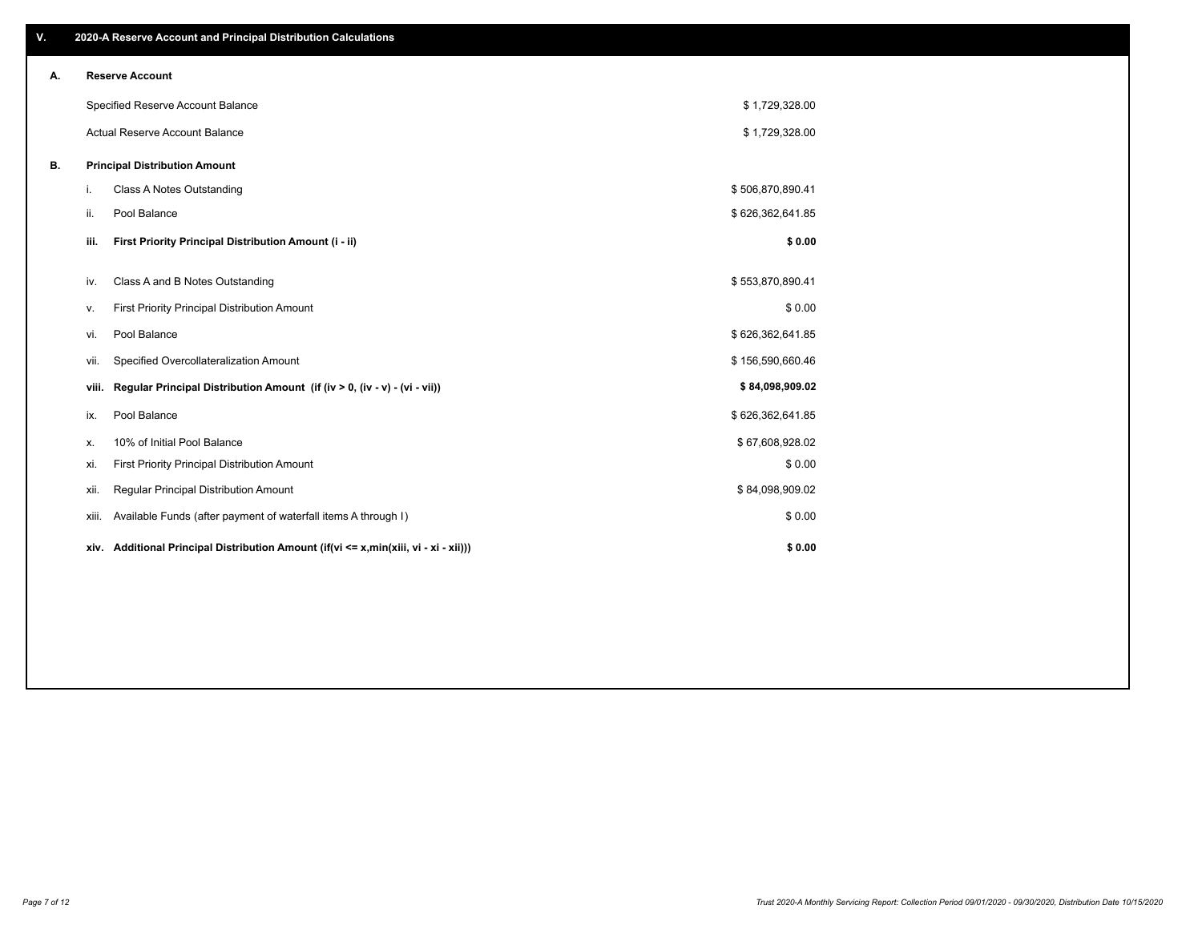## V. 2020-A Reserve Account and Principal Distribution Calculations

### A. Reserve Account

| | |
|---|---|
| Specified Reserve Account Balance | $ 1,729,328.00 |
| Actual Reserve Account Balance | $ 1,729,328.00 |

### B. Principal Distribution Amount

| | | |
|---|---|---|
| i. | Class A Notes Outstanding | $ 506,870,890.41 |
| ii. | Pool Balance | $ 626,362,641.85 |
| **iii.** | **First Priority Principal Distribution Amount (i - ii)** | **$ 0.00** |
| iv. | Class A and B Notes Outstanding | $ 553,870,890.41 |
| v. | First Priority Principal Distribution Amount | $ 0.00 |
| vi. | Pool Balance | $ 626,362,641.85 |
| vii. | Specified Overcollateralization Amount | $ 156,590,660.46 |
| **viii.** | **Regular Principal Distribution Amount (if (iv > 0, (iv - v) - (vi - vii))** | **$ 84,098,909.02** |
| ix. | Pool Balance | $ 626,362,641.85 |
| x. | 10% of Initial Pool Balance | $ 67,608,928.02 |
| xi. | First Priority Principal Distribution Amount | $ 0.00 |
| xii. | Regular Principal Distribution Amount | $ 84,098,909.02 |
| xiii. | Available Funds (after payment of waterfall items A through I) | $ 0.00 |
| **xiv.** | **Additional Principal Distribution Amount (if(vi <= x,min(xiii, vi - xi - xii)))** | **$ 0.00** |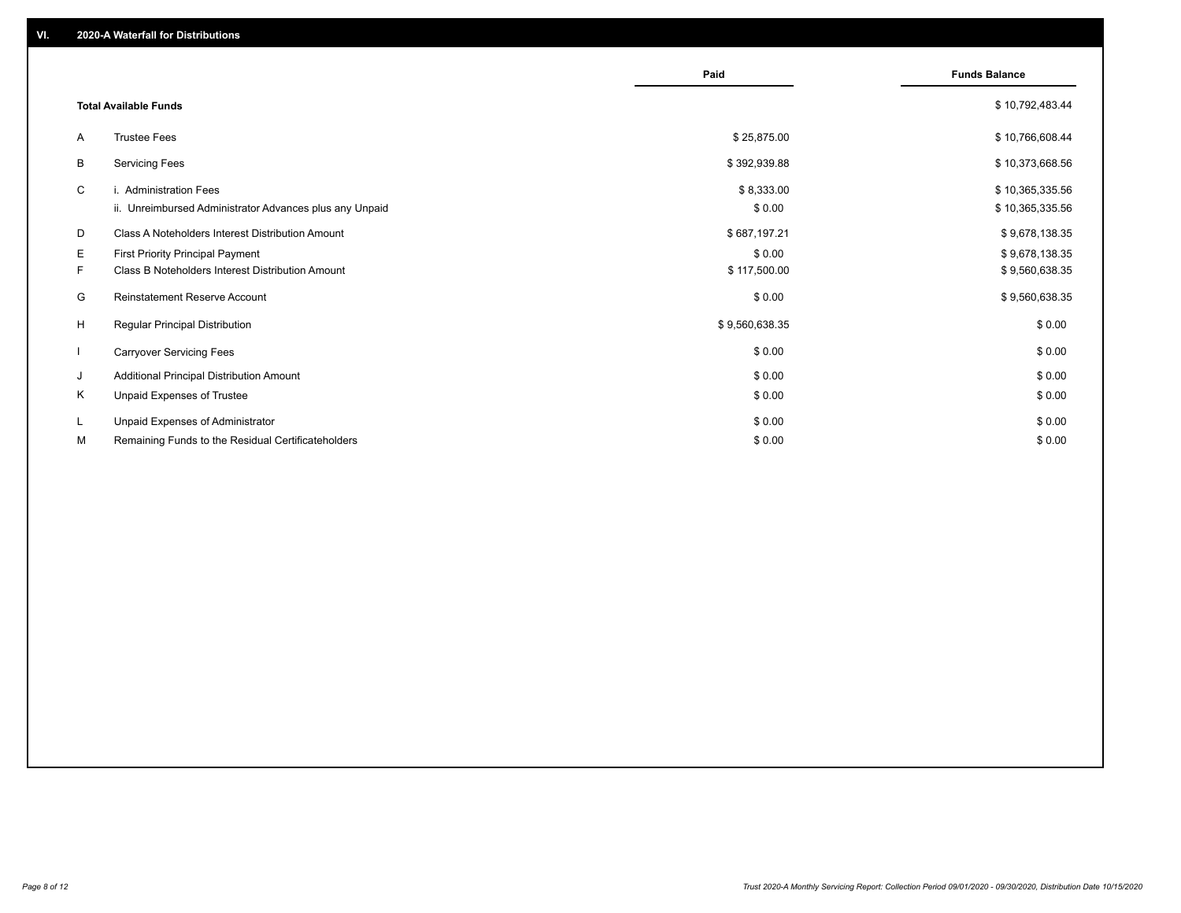## VI. 2020-A Waterfall for Distributions

| | | Paid | Funds Balance |
|---|---|---|---|
| | **Total Available Funds** | | $ 10,792,483.44 |
| A | Trustee Fees | $ 25,875.00 | $ 10,766,608.44 |
| B | Servicing Fees | $ 392,939.88 | $ 10,373,668.56 |
| C | i. Administration Fees | $ 8,333.00 | $ 10,365,335.56 |
| | ii. Unreimbursed Administrator Advances plus any Unpaid | $ 0.00 | $ 10,365,335.56 |
| D | Class A Noteholders Interest Distribution Amount | $ 687,197.21 | $ 9,678,138.35 |
| E | First Priority Principal Payment | $ 0.00 | $ 9,678,138.35 |
| F | Class B Noteholders Interest Distribution Amount | $ 117,500.00 | $ 9,560,638.35 |
| G | Reinstatement Reserve Account | $ 0.00 | $ 9,560,638.35 |
| H | Regular Principal Distribution | $ 9,560,638.35 | $ 0.00 |
| I | Carryover Servicing Fees | $ 0.00 | $ 0.00 |
| J | Additional Principal Distribution Amount | $ 0.00 | $ 0.00 |
| K | Unpaid Expenses of Trustee | $ 0.00 | $ 0.00 |
| L | Unpaid Expenses of Administrator | $ 0.00 | $ 0.00 |
| M | Remaining Funds to the Residual Certificateholders | $ 0.00 | $ 0.00 |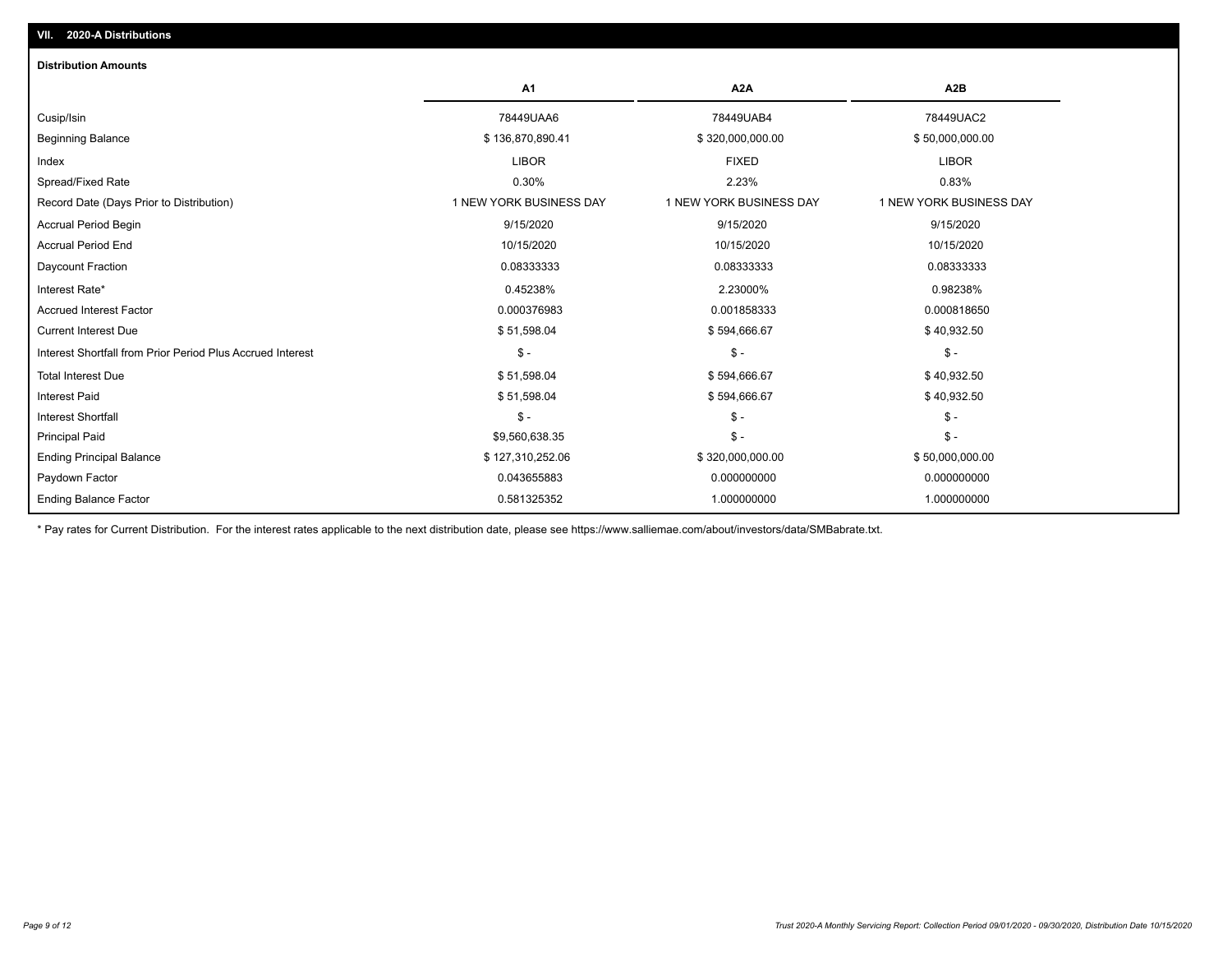## VII. 2020-A Distributions

### Distribution Amounts

| | A1 | A2A | A2B |
|---|---|---|---|
| Cusip/Isin | 78449UAA6 | 78449UAB4 | 78449UAC2 |
| Beginning Balance | $ 136,870,890.41 | $ 320,000,000.00 | $ 50,000,000.00 |
| Index | LIBOR | FIXED | LIBOR |
| Spread/Fixed Rate | 0.30% | 2.23% | 0.83% |
| Record Date (Days Prior to Distribution) | 1 NEW YORK BUSINESS DAY | 1 NEW YORK BUSINESS DAY | 1 NEW YORK BUSINESS DAY |
| Accrual Period Begin | 9/15/2020 | 9/15/2020 | 9/15/2020 |
| Accrual Period End | 10/15/2020 | 10/15/2020 | 10/15/2020 |
| Daycount Fraction | 0.08333333 | 0.08333333 | 0.08333333 |
| Interest Rate* | 0.45238% | 2.23000% | 0.98238% |
| Accrued Interest Factor | 0.000376983 | 0.001858333 | 0.000818650 |
| Current Interest Due | $ 51,598.04 | $ 594,666.67 | $ 40,932.50 |
| Interest Shortfall from Prior Period Plus Accrued Interest | $ - | $ - | $ - |
| Total Interest Due | $ 51,598.04 | $ 594,666.67 | $ 40,932.50 |
| Interest Paid | $ 51,598.04 | $ 594,666.67 | $ 40,932.50 |
| Interest Shortfall | $ - | $ - | $ - |
| Principal Paid | $9,560,638.35 | $ - | $ - |
| Ending Principal Balance | $ 127,310,252.06 | $ 320,000,000.00 | $ 50,000,000.00 |
| Paydown Factor | 0.043655883 | 0.000000000 | 0.000000000 |
| Ending Balance Factor | 0.581325352 | 1.000000000 | 1.000000000 |

* Pay rates for Current Distribution. For the interest rates applicable to the next distribution date, please see https://www.salliemae.com/about/investors/data/SMBabrate.txt.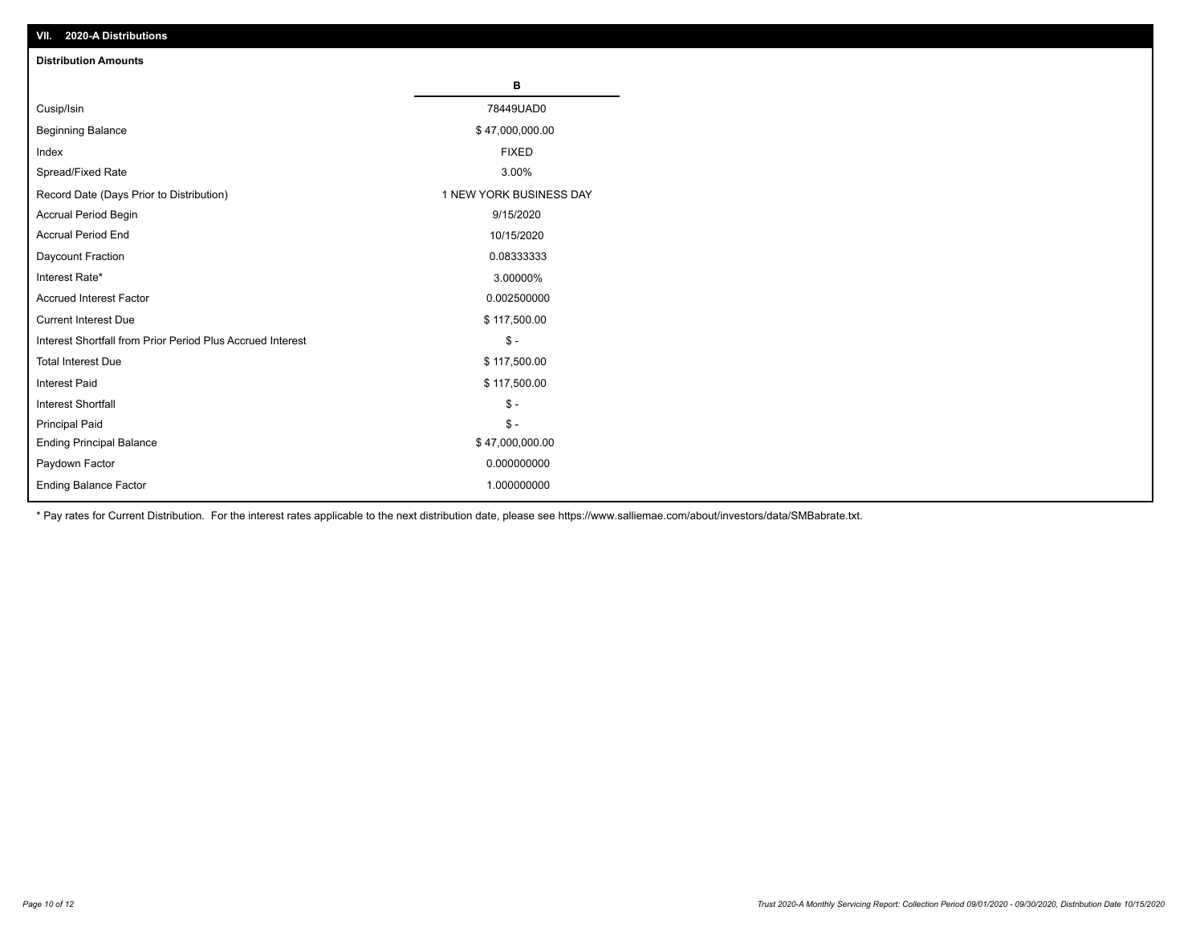## VII. 2020-A Distributions

### Distribution Amounts

| | B |
|---|---|
| Cusip/Isin | 78449UAD0 |
| Beginning Balance | $ 47,000,000.00 |
| Index | FIXED |
| Spread/Fixed Rate | 3.00% |
| Record Date (Days Prior to Distribution) | 1 NEW YORK BUSINESS DAY |
| Accrual Period Begin | 9/15/2020 |
| Accrual Period End | 10/15/2020 |
| Daycount Fraction | 0.08333333 |
| Interest Rate* | 3.00000% |
| Accrued Interest Factor | 0.002500000 |
| Current Interest Due | $ 117,500.00 |
| Interest Shortfall from Prior Period Plus Accrued Interest | $ - |
| Total Interest Due | $ 117,500.00 |
| Interest Paid | $ 117,500.00 |
| Interest Shortfall | $ - |
| Principal Paid | $ - |
| Ending Principal Balance | $ 47,000,000.00 |
| Paydown Factor | 0.000000000 |
| Ending Balance Factor | 1.000000000 |

* Pay rates for Current Distribution. For the interest rates applicable to the next distribution date, please see https://www.salliemae.com/about/investors/data/SMBabrate.txt.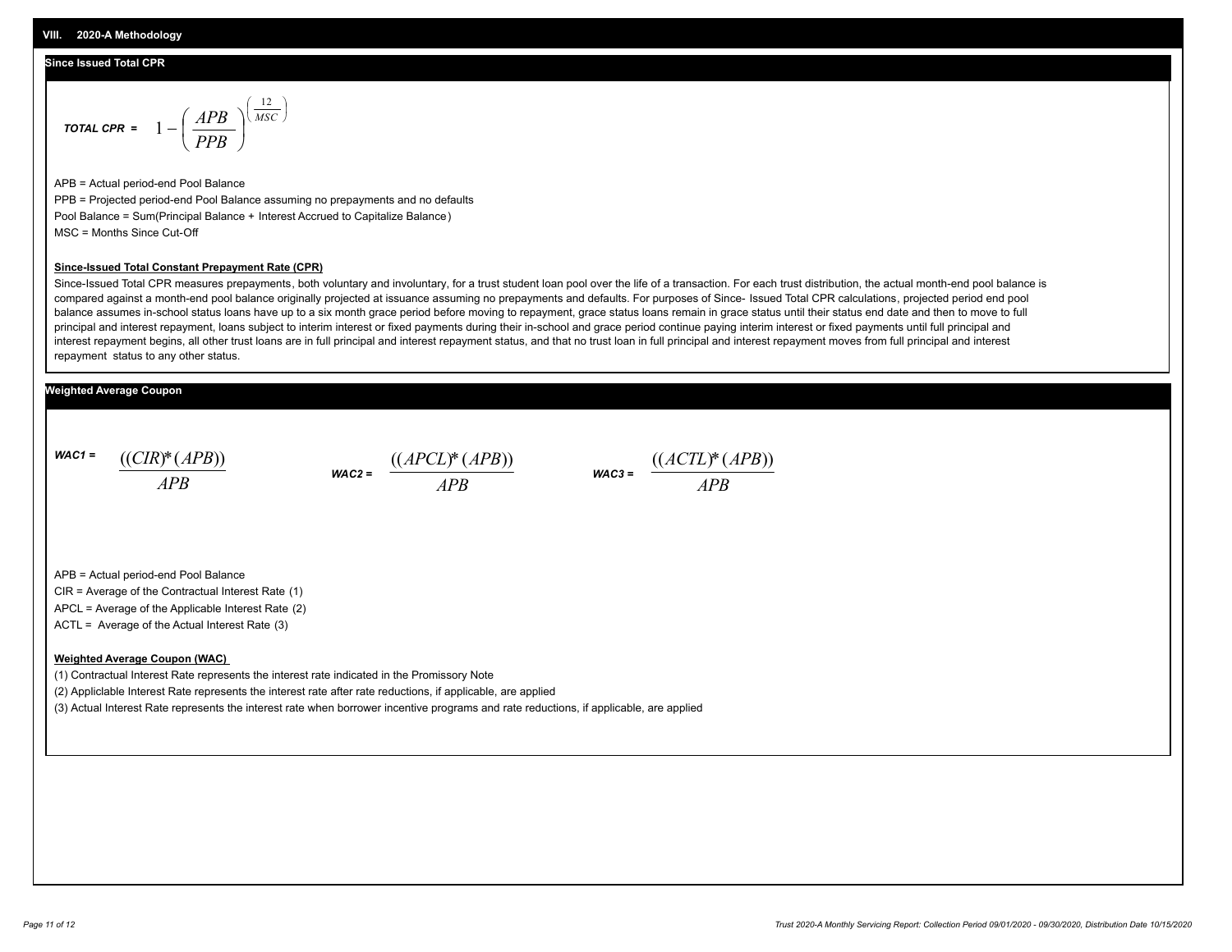## VIII. 2020-A Methodology

### Since Issued Total CPR

$$\textbf{TOTAL CPR} = 1 - \left(\frac{APB}{PPB}\right)^{\left(\frac{12}{MSC}\right)}$$

APB = Actual period-end Pool Balance

PPB = Projected period-end Pool Balance assuming no prepayments and no defaults

Pool Balance = Sum(Principal Balance + Interest Accrued to Capitalize Balance)

MSC = Months Since Cut-Off

**Since-Issued Total Constant Prepayment Rate (CPR)**

Since-Issued Total CPR measures prepayments, both voluntary and involuntary, for a trust student loan pool over the life of a transaction. For each trust distribution, the actual month-end pool balance is compared against a month-end pool balance originally projected at issuance assuming no prepayments and defaults. For purposes of Since- Issued Total CPR calculations, projected period end pool balance assumes in-school status loans have up to a six month grace period before moving to repayment, grace status loans remain in grace status until their status end date and then to move to full principal and interest repayment, loans subject to interim interest or fixed payments during their in-school and grace period continue paying interim interest or fixed payments until full principal and interest repayment begins, all other trust loans are in full principal and interest repayment status, and that no trust loan in full principal and interest repayment moves from full principal and interest repayment status to any other status.

### Weighted Average Coupon

$$\textbf{WAC1} = \frac{((CIR)^*(APB))}{APB} \qquad \textbf{WAC2} = \frac{((APCL)^*(APB))}{APB} \qquad \textbf{WAC3} = \frac{((ACTL)^*(APB))}{APB}$$

APB = Actual period-end Pool Balance

CIR = Average of the Contractual Interest Rate (1)

APCL = Average of the Applicable Interest Rate (2)

ACTL = Average of the Actual Interest Rate (3)

**Weighted Average Coupon (WAC)**

(1) Contractual Interest Rate represents the interest rate indicated in the Promissory Note

(2) Appliclable Interest Rate represents the interest rate after rate reductions, if applicable, are applied

(3) Actual Interest Rate represents the interest rate when borrower incentive programs and rate reductions, if applicable, are applied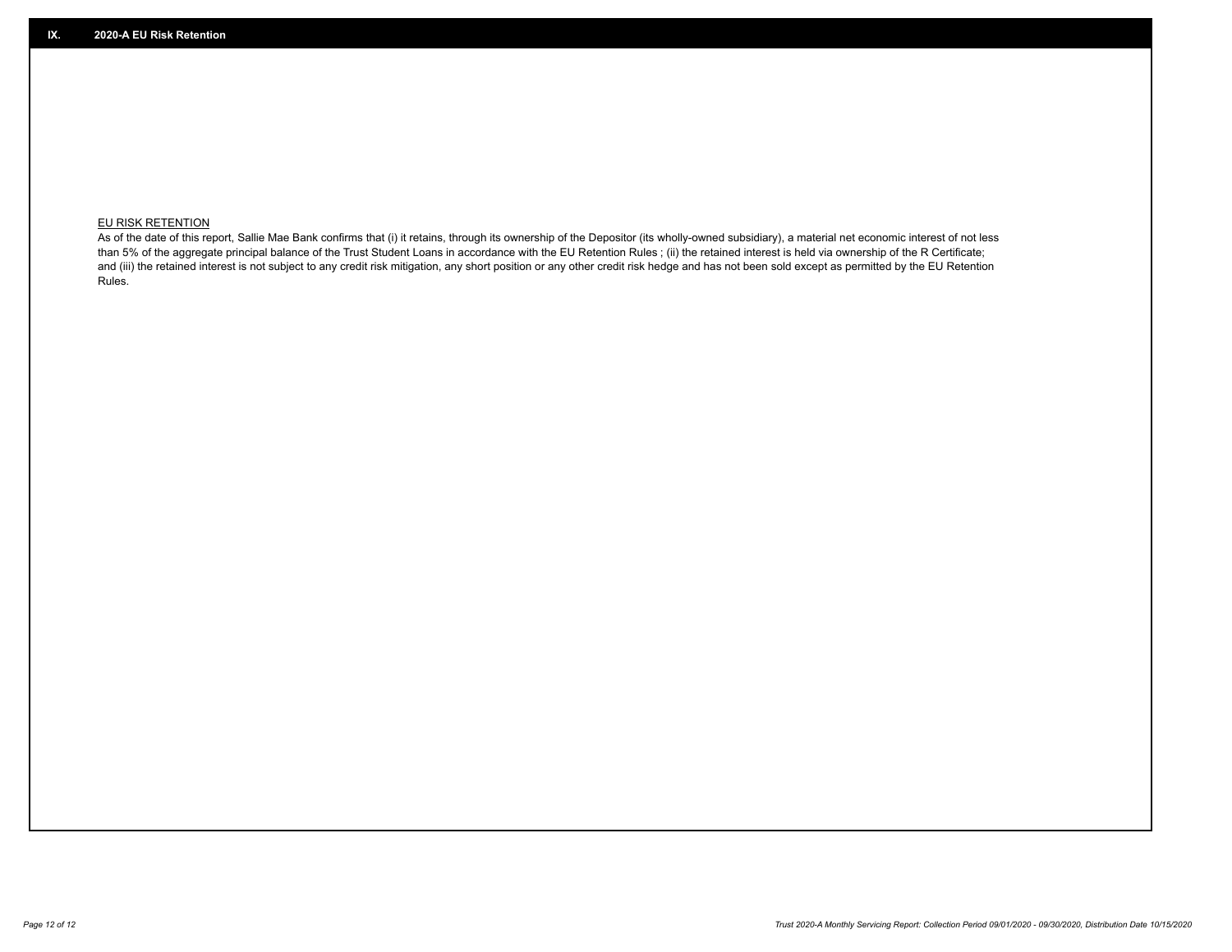## IX. 2020-A EU Risk Retention

EU RISK RETENTION

As of the date of this report, Sallie Mae Bank confirms that (i) it retains, through its ownership of the Depositor (its wholly-owned subsidiary), a material net economic interest of not less than 5% of the aggregate principal balance of the Trust Student Loans in accordance with the EU Retention Rules ; (ii) the retained interest is held via ownership of the R Certificate; and (iii) the retained interest is not subject to any credit risk mitigation, any short position or any other credit risk hedge and has not been sold except as permitted by the EU Retention Rules.